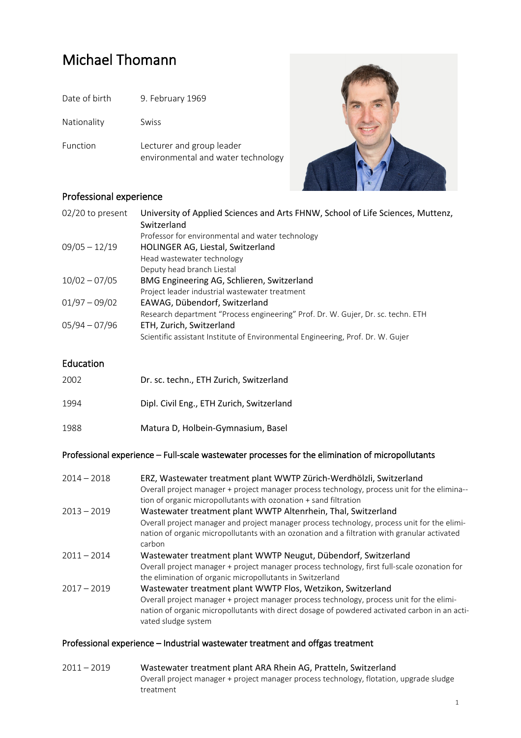# Michael Thomann

| | |
|---|---|
| Date of birth | 9. February 1969 |
| Nationality | Swiss |
| Function | Lecturer and group leader environmental and water technology |

## Professional experience

| | |
|---|---|
| 02/20 to present | University of Applied Sciences and Arts FHNW, School of Life Sciences, Muttenz, Switzerland<br>Professor for environmental and water technology |
| 09/05 – 12/19 | HOLINGER AG, Liestal, Switzerland<br>Head wastewater technology<br>Deputy head branch Liestal |
| 10/02 – 07/05 | BMG Engineering AG, Schlieren, Switzerland<br>Project leader industrial wastewater treatment |
| 01/97 – 09/02 | EAWAG, Dübendorf, Switzerland<br>Research department "Process engineering" Prof. Dr. W. Gujer, Dr. sc. techn. ETH |
| 05/94 – 07/96 | ETH, Zurich, Switzerland<br>Scientific assistant Institute of Environmental Engineering, Prof. Dr. W. Gujer |

## Education

| | |
|---|---|
| 2002 | Dr. sc. techn., ETH Zurich, Switzerland |
| 1994 | Dipl. Civil Eng., ETH Zurich, Switzerland |
| 1988 | Matura D, Holbein-Gymnasium, Basel |

## Professional experience – Full-scale wastewater processes for the elimination of micropollutants

| | |
|---|---|
| 2014 – 2018 | ERZ, Wastewater treatment plant WWTP Zürich-Werdhölzli, Switzerland<br>Overall project manager + project manager process technology, process unit for the elimination of organic micropollutants with ozonation + sand filtration |
| 2013 – 2019 | Wastewater treatment plant WWTP Altenrhein, Thal, Switzerland<br>Overall project manager and project manager process technology, process unit for the elimination of organic micropollutants with an ozonation and a filtration with granular activated carbon |
| 2011 – 2014 | Wastewater treatment plant WWTP Neugut, Dübendorf, Switzerland<br>Overall project manager + project manager process technology, first full-scale ozonation for the elimination of organic micropollutants in Switzerland |
| 2017 – 2019 | Wastewater treatment plant WWTP Flos, Wetzikon, Switzerland<br>Overall project manager + project manager process technology, process unit for the elimination of organic micropollutants with direct dosage of powdered activated carbon in an activated sludge system |

## Professional experience – Industrial wastewater treatment and offgas treatment

| | |
|---|---|
| 2011 – 2019 | Wastewater treatment plant ARA Rhein AG, Pratteln, Switzerland<br>Overall project manager + project manager process technology, flotation, upgrade sludge treatment |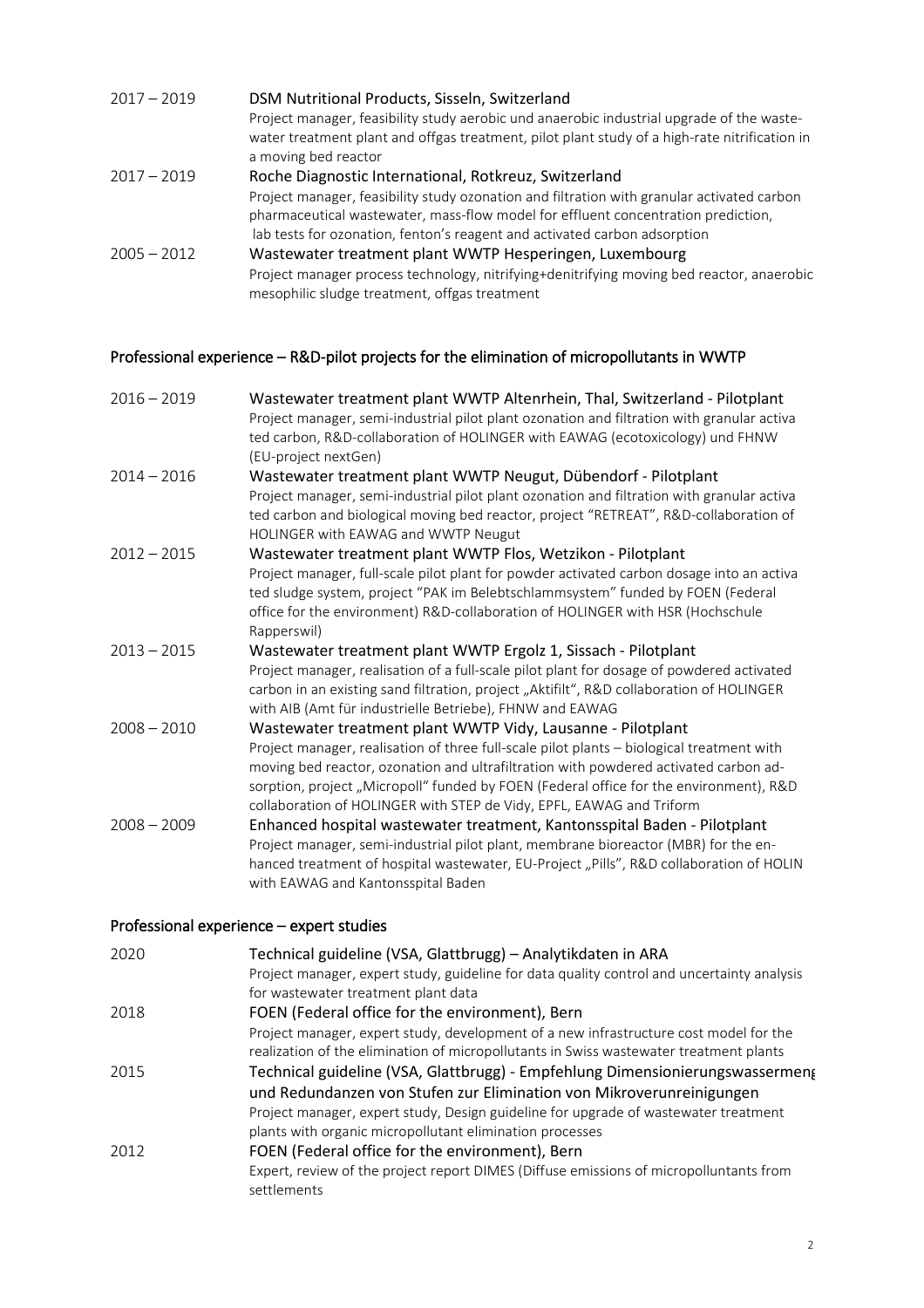2017 – 2019 **DSM Nutritional Products, Sisseln, Switzerland**
Project manager, feasibility study aerobic und anaerobic industrial upgrade of the waste-water treatment plant and offgas treatment, pilot plant study of a high-rate nitrification in a moving bed reactor

2017 – 2019 **Roche Diagnostic International, Rotkreuz, Switzerland**
Project manager, feasibility study ozonation and filtration with granular activated carbon pharmaceutical wastewater, mass-flow model for effluent concentration prediction, lab tests for ozonation, fenton's reagent and activated carbon adsorption

2005 – 2012 **Wastewater treatment plant WWTP Hesperingen, Luxembourg**
Project manager process technology, nitrifying+denitrifying moving bed reactor, anaerobic mesophilic sludge treatment, offgas treatment

## Professional experience – R&D-pilot projects for the elimination of micropollutants in WWTP

2016 – 2019 **Wastewater treatment plant WWTP Altenrhein, Thal, Switzerland - Pilotplant**
Project manager, semi-industrial pilot plant ozonation and filtration with granular activated carbon, R&D-collaboration of HOLINGER with EAWAG (ecotoxicology) und FHNW (EU-project nextGen)

2014 – 2016 **Wastewater treatment plant WWTP Neugut, Dübendorf - Pilotplant**
Project manager, semi-industrial pilot plant ozonation and filtration with granular activated carbon and biological moving bed reactor, project "RETREAT", R&D-collaboration of HOLINGER with EAWAG and WWTP Neugut

2012 – 2015 **Wastewater treatment plant WWTP Flos, Wetzikon - Pilotplant**
Project manager, full-scale pilot plant for powder activated carbon dosage into an activated sludge system, project "PAK im Belebtschlammsystem" funded by FOEN (Federal office for the environment) R&D-collaboration of HOLINGER with HSR (Hochschule Rapperswil)

2013 – 2015 **Wastewater treatment plant WWTP Ergolz 1, Sissach - Pilotplant**
Project manager, realisation of a full-scale pilot plant for dosage of powdered activated carbon in an existing sand filtration, project „Aktifilt", R&D collaboration of HOLINGER with AIB (Amt für industrielle Betriebe), FHNW and EAWAG

2008 – 2010 **Wastewater treatment plant WWTP Vidy, Lausanne - Pilotplant**
Project manager, realisation of three full-scale pilot plants – biological treatment with moving bed reactor, ozonation and ultrafiltration with powdered activated carbon ad-sorption, project „Micropoll" funded by FOEN (Federal office for the environment), R&D collaboration of HOLINGER with STEP de Vidy, EPFL, EAWAG and Triform

2008 – 2009 **Enhanced hospital wastewater treatment, Kantonsspital Baden - Pilotplant**
Project manager, semi-industrial pilot plant, membrane bioreactor (MBR) for the en-hanced treatment of hospital wastewater, EU-Project „Pills", R&D collaboration of HOLIN with EAWAG and Kantonsspital Baden

## Professional experience – expert studies

2020 **Technical guideline (VSA, Glattbrugg) – Analytikdaten in ARA**
Project manager, expert study, guideline for data quality control and uncertainty analysis for wastewater treatment plant data

2018 **FOEN (Federal office for the environment), Bern**
Project manager, expert study, development of a new infrastructure cost model for the realization of the elimination of micropollutants in Swiss wastewater treatment plants

2015 **Technical guideline (VSA, Glattbrugg) - Empfehlung Dimensionierungswassermeng und Redundanzen von Stufen zur Elimination von Mikroverunreinigungen**
Project manager, expert study, Design guideline for upgrade of wastewater treatment plants with organic micropollutant elimination processes

2012 **FOEN (Federal office for the environment), Bern**
Expert, review of the project report DIMES (Diffuse emissions of micropolluntants from settlements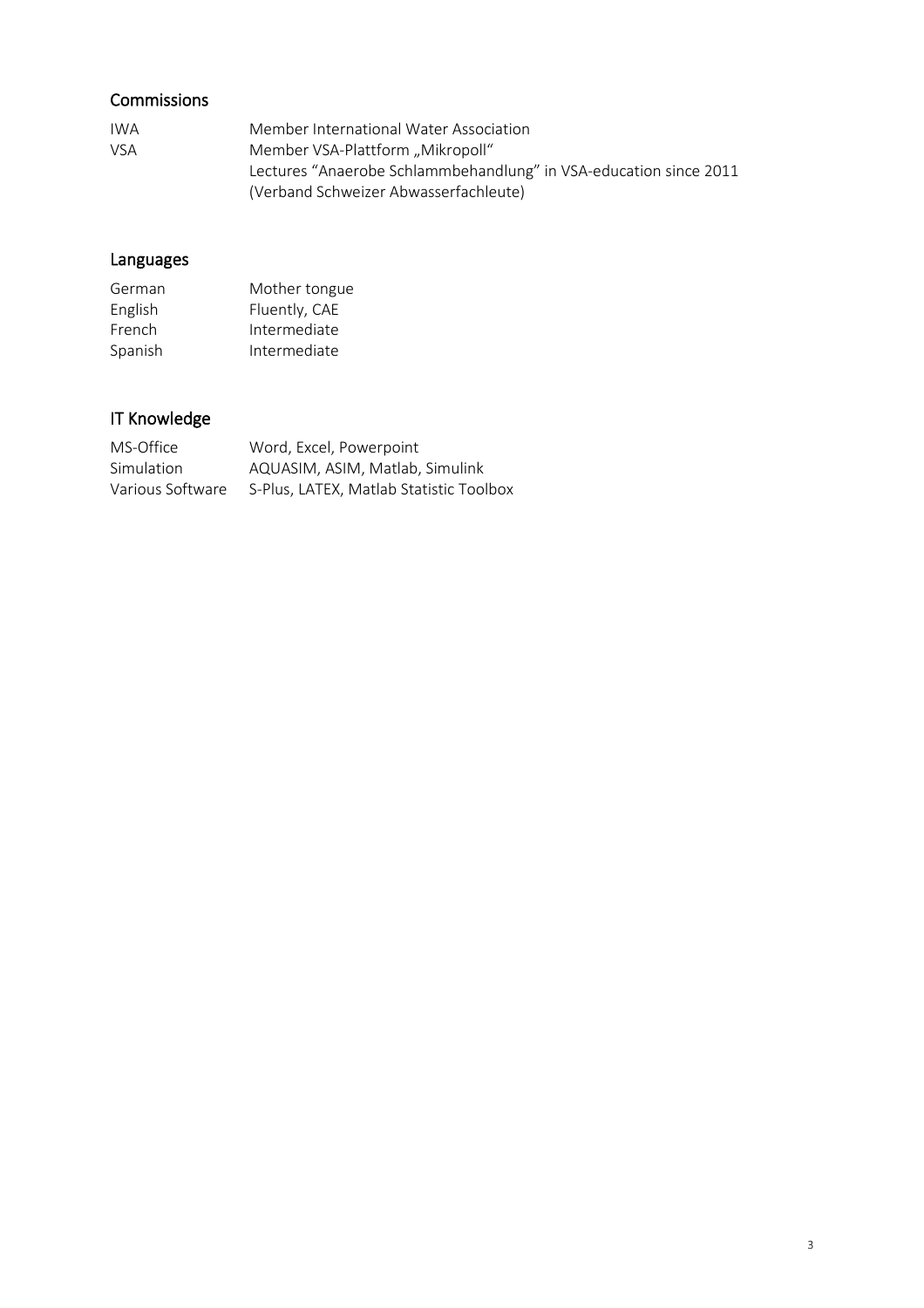## Commissions

| | |
|---|---|
| IWA | Member International Water Association |
| VSA | Member VSA-Plattform „Mikropoll" |
| | Lectures "Anaerobe Schlammbehandlung" in VSA-education since 2011 (Verband Schweizer Abwasserfachleute) |

## Languages

| | |
|---|---|
| German | Mother tongue |
| English | Fluently, CAE |
| French | Intermediate |
| Spanish | Intermediate |

## IT Knowledge

| | |
|---|---|
| MS-Office | Word, Excel, Powerpoint |
| Simulation | AQUASIM, ASIM, Matlab, Simulink |
| Various Software | S-Plus, LATEX, Matlab Statistic Toolbox |